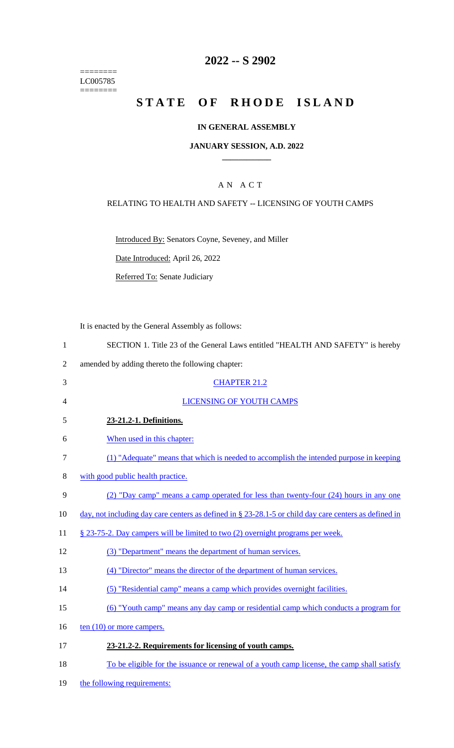========
LC005785
========

# 2022 -- S 2902

# STATE OF RHODE ISLAND

## IN GENERAL ASSEMBLY

### JANUARY SESSION, A.D. 2022

### A N A C T

RELATING TO HEALTH AND SAFETY -- LICENSING OF YOUTH CAMPS

Introduced By: Senators Coyne, Seveney, and Miller

Date Introduced: April 26, 2022

Referred To: Senate Judiciary

It is enacted by the General Assembly as follows:

SECTION 1. Title 23 of the General Laws entitled "HEALTH AND SAFETY" is hereby amended by adding thereto the following chapter:

CHAPTER 21.2

LICENSING OF YOUTH CAMPS

**23-21.2-1. Definitions.**

When used in this chapter:

(1) "Adequate" means that which is needed to accomplish the intended purpose in keeping with good public health practice.

(2) "Day camp" means a camp operated for less than twenty-four (24) hours in any one day, not including day care centers as defined in § 23-28.1-5 or child day care centers as defined in § 23-75-2. Day campers will be limited to two (2) overnight programs per week.

(3) "Department" means the department of human services.

(4) "Director" means the director of the department of human services.

(5) "Residential camp" means a camp which provides overnight facilities.

(6) "Youth camp" means any day camp or residential camp which conducts a program for ten (10) or more campers.

**23-21.2-2. Requirements for licensing of youth camps.**

To be eligible for the issuance or renewal of a youth camp license, the camp shall satisfy the following requirements: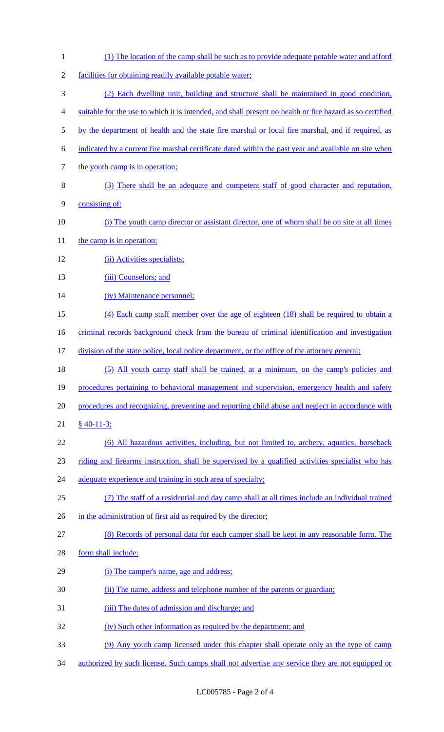(1) The location of the camp shall be such as to provide adequate potable water and afford facilities for obtaining readily available potable water;

(2) Each dwelling unit, building and structure shall be maintained in good condition, suitable for the use to which it is intended, and shall present no health or fire hazard as so certified by the department of health and the state fire marshal or local fire marshal, and if required, as indicated by a current fire marshal certificate dated within the past year and available on site when the youth camp is in operation;

(3) There shall be an adequate and competent staff of good character and reputation, consisting of:

(i) The youth camp director or assistant director, one of whom shall be on site at all times the camp is in operation;

(ii) Activities specialists;

(iii) Counselors; and

(iv) Maintenance personnel;

(4) Each camp staff member over the age of eighteen (18) shall be required to obtain a criminal records background check from the bureau of criminal identification and investigation division of the state police, local police department, or the office of the attorney general;

(5) All youth camp staff shall be trained, at a minimum, on the camp's policies and procedures pertaining to behavioral management and supervision, emergency health and safety procedures and recognizing, preventing and reporting child abuse and neglect in accordance with § 40-11-3;

(6) All hazardous activities, including, but not limited to, archery, aquatics, horseback riding and firearms instruction, shall be supervised by a qualified activities specialist who has adequate experience and training in such area of specialty;

(7) The staff of a residential and day camp shall at all times include an individual trained in the administration of first aid as required by the director;

(8) Records of personal data for each camper shall be kept in any reasonable form. The form shall include:

(i) The camper's name, age and address;

(ii) The name, address and telephone number of the parents or guardian;

(iii) The dates of admission and discharge; and

(iv) Such other information as required by the department; and

(9) Any youth camp licensed under this chapter shall operate only as the type of camp authorized by such license. Such camps shall not advertise any service they are not equipped or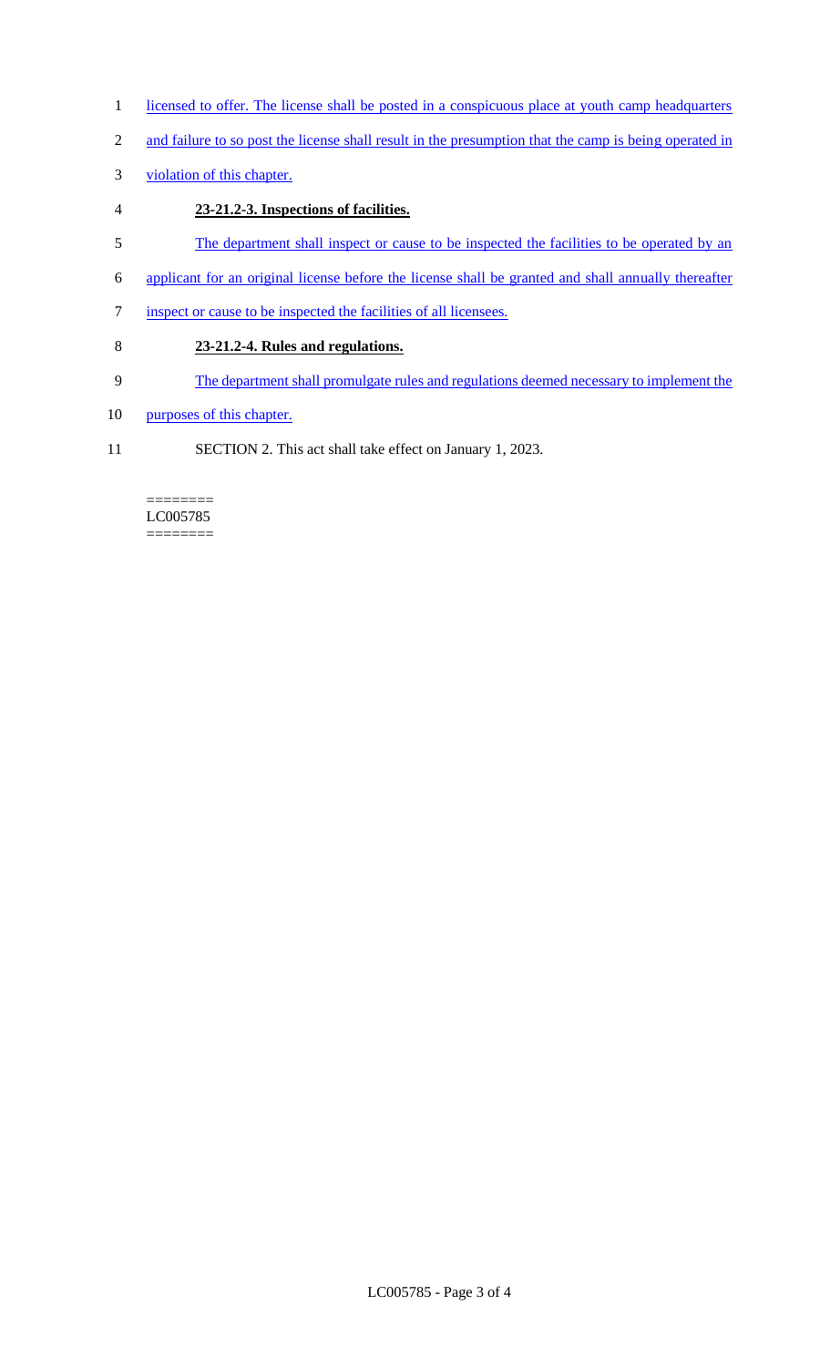licensed to offer. The license shall be posted in a conspicuous place at youth camp headquarters and failure to so post the license shall result in the presumption that the camp is being operated in violation of this chapter.

**23-21.2-3. Inspections of facilities.**

The department shall inspect or cause to be inspected the facilities to be operated by an applicant for an original license before the license shall be granted and shall annually thereafter inspect or cause to be inspected the facilities of all licensees.

**23-21.2-4. Rules and regulations.**

The department shall promulgate rules and regulations deemed necessary to implement the purposes of this chapter.

SECTION 2. This act shall take effect on January 1, 2023.

========
LC005785
========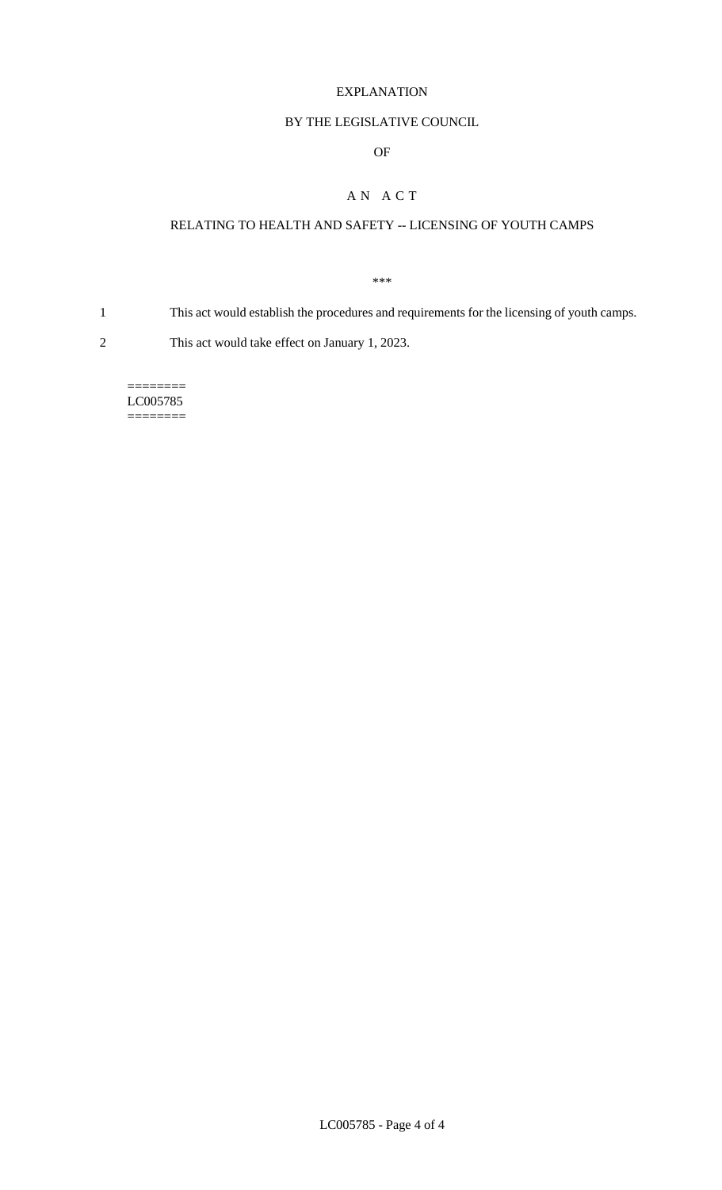EXPLANATION

BY THE LEGISLATIVE COUNCIL

OF

# A N A C T

## RELATING TO HEALTH AND SAFETY -- LICENSING OF YOUTH CAMPS

\*\*\*

1 This act would establish the procedures and requirements for the licensing of youth camps.

2 This act would take effect on January 1, 2023.

========
LC005785
========